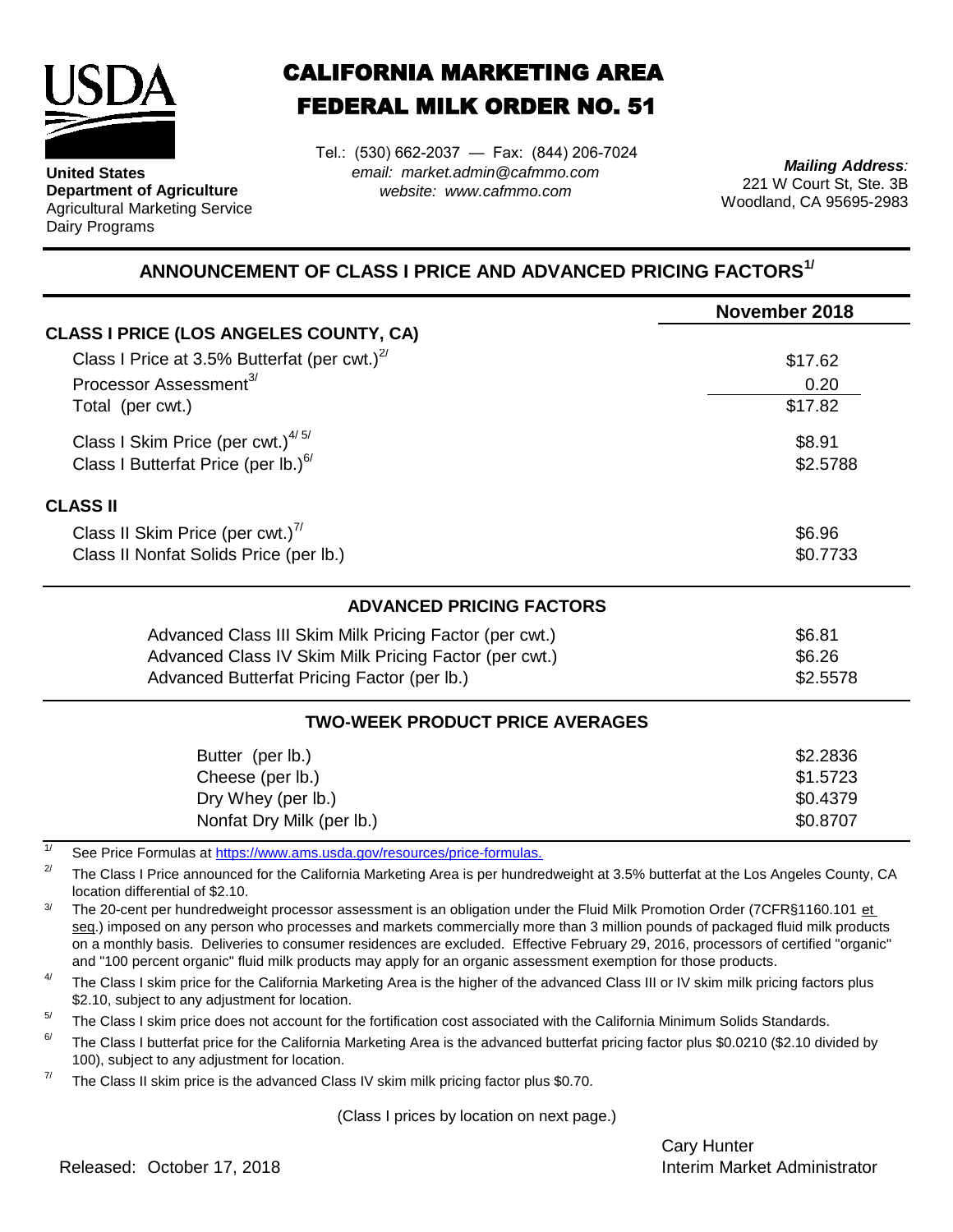**United States Department of Agriculture**
Agricultural Marketing Service
Dairy Programs

# CALIFORNIA MARKETING AREA
# FEDERAL MILK ORDER NO. 51

Tel.: (530) 662-2037 — Fax: (844) 206-7024
*email: market.admin@cafmmo.com*
*website: www.cafmmo.com*

***Mailing Address:***
221 W Court St, Ste. 3B
Woodland, CA 95695-2983

## ANNOUNCEMENT OF CLASS I PRICE AND ADVANCED PRICING FACTORS[1/]

| | November 2018 |
|---|---|
| **CLASS I PRICE (LOS ANGELES COUNTY, CA)** | |
| Class I Price at 3.5% Butterfat (per cwt.)[2/] | $17.62 |
| Processor Assessment[3/] | 0.20 |
| Total (per cwt.) | $17.82 |
| Class I Skim Price (per cwt.)[4/ 5/] | $8.91 |
| Class I Butterfat Price (per lb.)[6/] | $2.5788 |
| **CLASS II** | |
| Class II Skim Price (per cwt.)[7/] | $6.96 |
| Class II Nonfat Solids Price (per lb.) | $0.7733 |

### ADVANCED PRICING FACTORS

| | |
|---|---|
| Advanced Class III Skim Milk Pricing Factor (per cwt.) | $6.81 |
| Advanced Class IV Skim Milk Pricing Factor (per cwt.) | $6.26 |
| Advanced Butterfat Pricing Factor (per lb.) | $2.5578 |

### TWO-WEEK PRODUCT PRICE AVERAGES

| | |
|---|---|
| Butter (per lb.) | $2.2836 |
| Cheese (per lb.) | $1.5723 |
| Dry Whey (per lb.) | $0.4379 |
| Nonfat Dry Milk (per lb.) | $0.8707 |

1/ See Price Formulas at https://www.ams.usda.gov/resources/price-formulas.

2/ The Class I Price announced for the California Marketing Area is per hundredweight at 3.5% butterfat at the Los Angeles County, CA location differential of $2.10.

3/ The 20-cent per hundredweight processor assessment is an obligation under the Fluid Milk Promotion Order (7CFR§1160.101 et seq.) imposed on any person who processes and markets commercially more than 3 million pounds of packaged fluid milk products on a monthly basis. Deliveries to consumer residences are excluded. Effective February 29, 2016, processors of certified "organic" and "100 percent organic" fluid milk products may apply for an organic assessment exemption for those products.

4/ The Class I skim price for the California Marketing Area is the higher of the advanced Class III or IV skim milk pricing factors plus $2.10, subject to any adjustment for location.

5/ The Class I skim price does not account for the fortification cost associated with the California Minimum Solids Standards.

6/ The Class I butterfat price for the California Marketing Area is the advanced butterfat pricing factor plus $0.0210 ($2.10 divided by 100), subject to any adjustment for location.

7/ The Class II skim price is the advanced Class IV skim milk pricing factor plus $0.70.

(Class I prices by location on next page.)

Released: October 17, 2018

Cary Hunter
Interim Market Administrator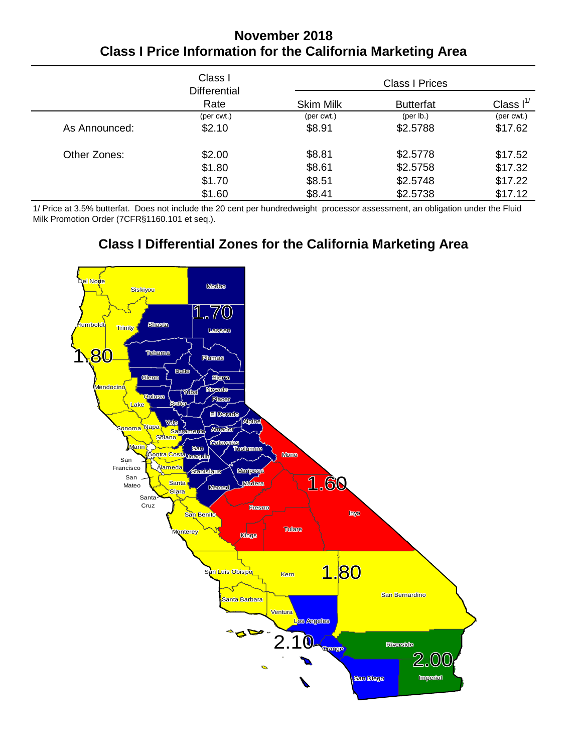# November 2018
# Class I Price Information for the California Marketing Area

| | Class I Differential Rate | Class I Prices | | |
|---|---|---|---|---|
| | | Skim Milk | Butterfat | Class I[1/] |
| | (per cwt.) | (per cwt.) | (per lb.) | (per cwt.) |
| As Announced: | $2.10 | $8.91 | $2.5788 | $17.62 |
| Other Zones: | $2.00 | $8.81 | $2.5778 | $17.52 |
| | $1.80 | $8.61 | $2.5758 | $17.32 |
| | $1.70 | $8.51 | $2.5748 | $17.22 |
| | $1.60 | $8.41 | $2.5738 | $17.12 |

1/ Price at 3.5% butterfat. Does not include the 20 cent per hundredweight processor assessment, an obligation under the Fluid Milk Promotion Order (7CFR§1160.101 et seq.).

## Class I Differential Zones for the California Marketing Area

Del Norte
Siskiyou
Modoc
1.70
Humboldt
Trinity
Shasta
Lassen
1.80
Tehama
Plumas
Butte
Glenn
Sierra
Mendocino
Nevada
Yuba
Colusa
Placer
Lake
Sutter
El Dorado
Alpine
Yolo
Sonoma
Napa
Sacramento
Amador
Solano
Calaveras
Marin
San Joaquin
Tuolumne
Mono
Contra Costa
San Francisco
Alameda
Stanislaus
Mariposa
San Mateo
Santa Clara
Madera
1.60
Merced
Santa Cruz
Fresno
San Benito
Inyo
Monterey
Tulare
Kings
San Luis Obispo
Kern
1.80
San Bernardino
Santa Barbara
Ventura
Los Angeles
2.10
Orange
Riverside
2.00
San Diego
Imperial